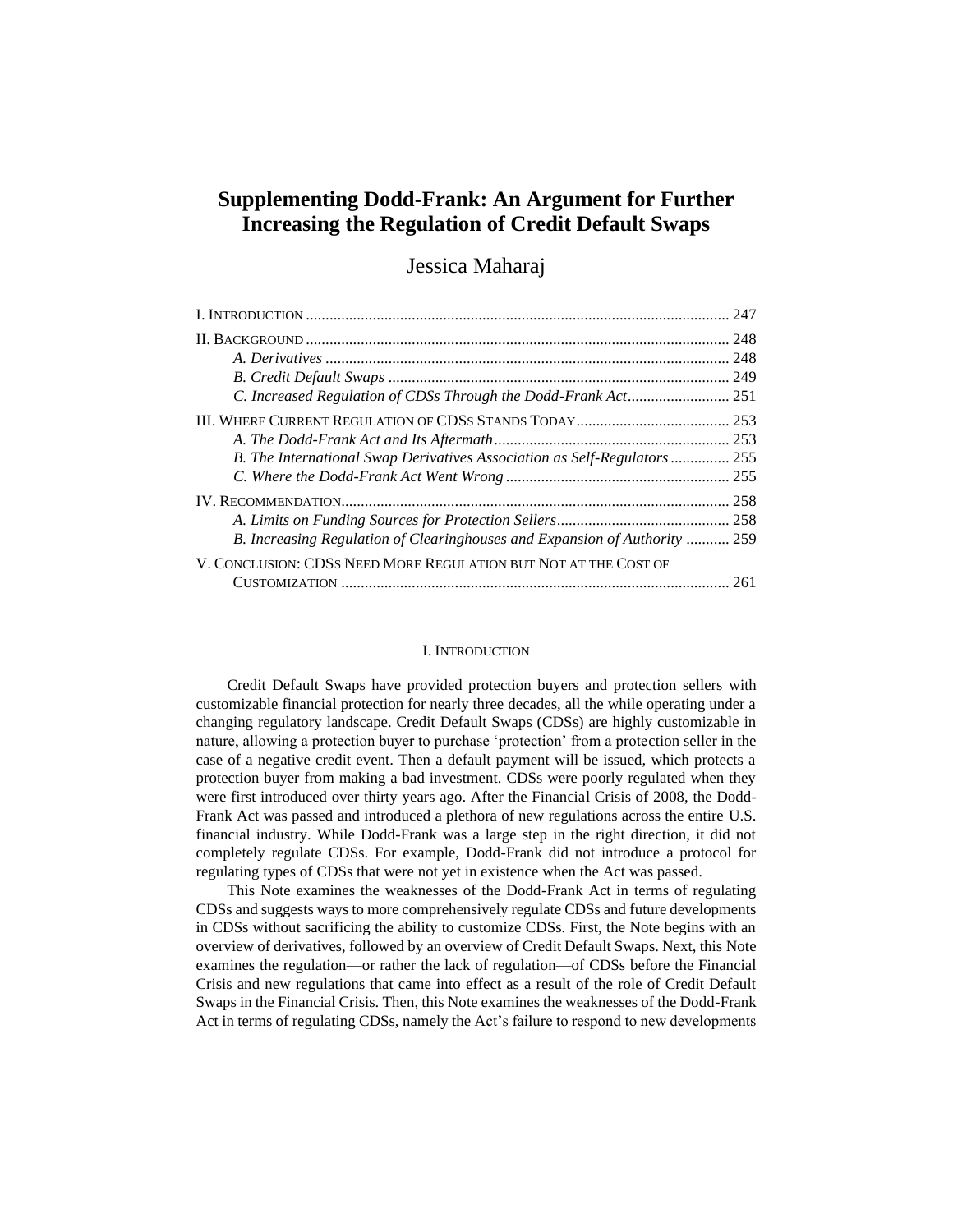# Supplementing Dodd-Frank: An Argument for Further Increasing the Regulation of Credit Default Swaps

Jessica Maharaj

| | |
|---|---|
| I. INTRODUCTION | 247 |
| II. BACKGROUND | 248 |
| *A. Derivatives* | 248 |
| *B. Credit Default Swaps* | 249 |
| *C. Increased Regulation of CDSs Through the Dodd-Frank Act* | 251 |
| III. WHERE CURRENT REGULATION OF CDSS STANDS TODAY | 253 |
| *A. The Dodd-Frank Act and Its Aftermath* | 253 |
| *B. The International Swap Derivatives Association as Self-Regulators* | 255 |
| *C. Where the Dodd-Frank Act Went Wrong* | 255 |
| IV. RECOMMENDATION | 258 |
| *A. Limits on Funding Sources for Protection Sellers* | 258 |
| *B. Increasing Regulation of Clearinghouses and Expansion of Authority* | 259 |
| V. CONCLUSION: CDSS NEED MORE REGULATION BUT NOT AT THE COST OF CUSTOMIZATION | 261 |

## I. INTRODUCTION

Credit Default Swaps have provided protection buyers and protection sellers with customizable financial protection for nearly three decades, all the while operating under a changing regulatory landscape. Credit Default Swaps (CDSs) are highly customizable in nature, allowing a protection buyer to purchase 'protection' from a protection seller in the case of a negative credit event. Then a default payment will be issued, which protects a protection buyer from making a bad investment. CDSs were poorly regulated when they were first introduced over thirty years ago. After the Financial Crisis of 2008, the Dodd-Frank Act was passed and introduced a plethora of new regulations across the entire U.S. financial industry. While Dodd-Frank was a large step in the right direction, it did not completely regulate CDSs. For example, Dodd-Frank did not introduce a protocol for regulating types of CDSs that were not yet in existence when the Act was passed.

This Note examines the weaknesses of the Dodd-Frank Act in terms of regulating CDSs and suggests ways to more comprehensively regulate CDSs and future developments in CDSs without sacrificing the ability to customize CDSs. First, the Note begins with an overview of derivatives, followed by an overview of Credit Default Swaps. Next, this Note examines the regulation—or rather the lack of regulation—of CDSs before the Financial Crisis and new regulations that came into effect as a result of the role of Credit Default Swaps in the Financial Crisis. Then, this Note examines the weaknesses of the Dodd-Frank Act in terms of regulating CDSs, namely the Act's failure to respond to new developments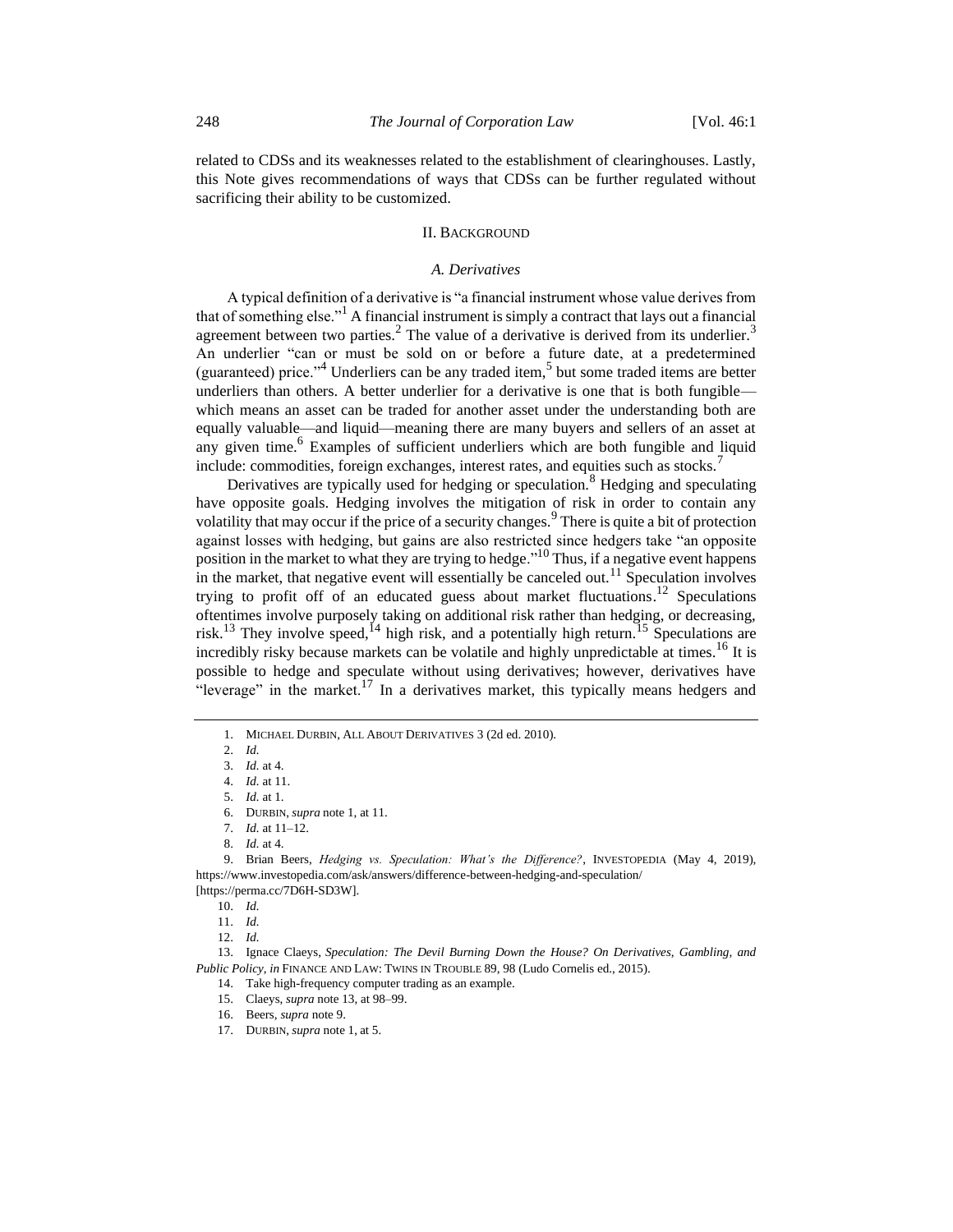related to CDSs and its weaknesses related to the establishment of clearinghouses. Lastly, this Note gives recommendations of ways that CDSs can be further regulated without sacrificing their ability to be customized.

## II. BACKGROUND

### *A. Derivatives*

A typical definition of a derivative is "a financial instrument whose value derives from that of something else."[1] A financial instrument is simply a contract that lays out a financial agreement between two parties.[2] The value of a derivative is derived from its underlier.[3] An underlier "can or must be sold on or before a future date, at a predetermined (guaranteed) price."[4] Underliers can be any traded item,[5] but some traded items are better underliers than others. A better underlier for a derivative is one that is both fungible—which means an asset can be traded for another asset under the understanding both are equally valuable—and liquid—meaning there are many buyers and sellers of an asset at any given time.[6] Examples of sufficient underliers which are both fungible and liquid include: commodities, foreign exchanges, interest rates, and equities such as stocks.[7]

Derivatives are typically used for hedging or speculation.[8] Hedging and speculating have opposite goals. Hedging involves the mitigation of risk in order to contain any volatility that may occur if the price of a security changes.[9] There is quite a bit of protection against losses with hedging, but gains are also restricted since hedgers take "an opposite position in the market to what they are trying to hedge."[10] Thus, if a negative event happens in the market, that negative event will essentially be canceled out.[11] Speculation involves trying to profit off of an educated guess about market fluctuations.[12] Speculations oftentimes involve purposely taking on additional risk rather than hedging, or decreasing, risk.[13] They involve speed,[14] high risk, and a potentially high return.[15] Speculations are incredibly risky because markets can be volatile and highly unpredictable at times.[16] It is possible to hedge and speculate without using derivatives; however, derivatives have "leverage" in the market.[17] In a derivatives market, this typically means hedgers and

---

1. MICHAEL DURBIN, ALL ABOUT DERIVATIVES 3 (2d ed. 2010).
2. *Id.*
3. *Id.* at 4.
4. *Id.* at 11.
5. *Id.* at 1.
6. DURBIN, *supra* note 1, at 11.
7. *Id.* at 11–12.
8. *Id.* at 4.
9. Brian Beers, *Hedging vs. Speculation: What's the Difference?*, INVESTOPEDIA (May 4, 2019), https://www.investopedia.com/ask/answers/difference-between-hedging-and-speculation/ [https://perma.cc/7D6H-SD3W].
10. *Id.*
11. *Id.*
12. *Id.*
13. Ignace Claeys, *Speculation: The Devil Burning Down the House? On Derivatives, Gambling, and Public Policy*, *in* FINANCE AND LAW: TWINS IN TROUBLE 89, 98 (Ludo Cornelis ed., 2015).
14. Take high-frequency computer trading as an example.
15. Claeys, *supra* note 13, at 98–99.
16. Beers, *supra* note 9.
17. DURBIN, *supra* note 1, at 5.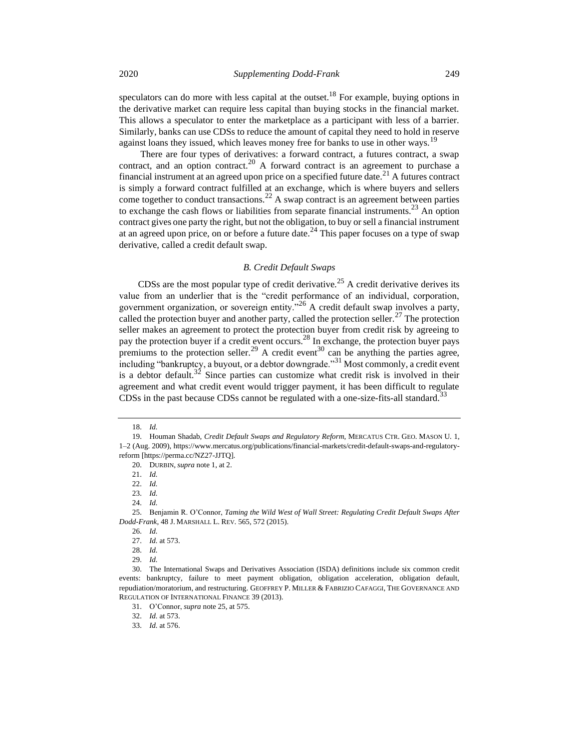speculators can do more with less capital at the outset.[18] For example, buying options in the derivative market can require less capital than buying stocks in the financial market. This allows a speculator to enter the marketplace as a participant with less of a barrier. Similarly, banks can use CDSs to reduce the amount of capital they need to hold in reserve against loans they issued, which leaves money free for banks to use in other ways.[19]

There are four types of derivatives: a forward contract, a futures contract, a swap contract, and an option contract.[20] A forward contract is an agreement to purchase a financial instrument at an agreed upon price on a specified future date.[21] A futures contract is simply a forward contract fulfilled at an exchange, which is where buyers and sellers come together to conduct transactions.[22] A swap contract is an agreement between parties to exchange the cash flows or liabilities from separate financial instruments.[23] An option contract gives one party the right, but not the obligation, to buy or sell a financial instrument at an agreed upon price, on or before a future date.[24] This paper focuses on a type of swap derivative, called a credit default swap.

### *B. Credit Default Swaps*

CDSs are the most popular type of credit derivative.[25] A credit derivative derives its value from an underlier that is the "credit performance of an individual, corporation, government organization, or sovereign entity."[26] A credit default swap involves a party, called the protection buyer and another party, called the protection seller.[27] The protection seller makes an agreement to protect the protection buyer from credit risk by agreeing to pay the protection buyer if a credit event occurs.[28] In exchange, the protection buyer pays premiums to the protection seller.[29] A credit event[30] can be anything the parties agree, including "bankruptcy, a buyout, or a debtor downgrade."[31] Most commonly, a credit event is a debtor default.[32] Since parties can customize what credit risk is involved in their agreement and what credit event would trigger payment, it has been difficult to regulate CDSs in the past because CDSs cannot be regulated with a one-size-fits-all standard.[33]

---

18. *Id.*

19. Houman Shadab, *Credit Default Swaps and Regulatory Reform*, MERCATUS CTR. GEO. MASON U. 1, 1–2 (Aug. 2009), https://www.mercatus.org/publications/financial-markets/credit-default-swaps-and-regulatory-reform [https://perma.cc/NZ27-JJTQ].

20. DURBIN, *supra* note 1, at 2.

21. *Id.*

22. *Id.*

23. *Id.*

24. *Id.*

25. Benjamin R. O'Connor, *Taming the Wild West of Wall Street: Regulating Credit Default Swaps After Dodd-Frank*, 48 J. MARSHALL L. REV. 565, 572 (2015).

26. *Id.*

27. *Id.* at 573.

28. *Id.*

29. *Id.*

30. The International Swaps and Derivatives Association (ISDA) definitions include six common credit events: bankruptcy, failure to meet payment obligation, obligation acceleration, obligation default, repudiation/moratorium, and restructuring. GEOFFREY P. MILLER & FABRIZIO CAFAGGI, THE GOVERNANCE AND REGULATION OF INTERNATIONAL FINANCE 39 (2013).

31. O'Connor, *supra* note 25, at 575.

32. *Id.* at 573.

33. *Id.* at 576.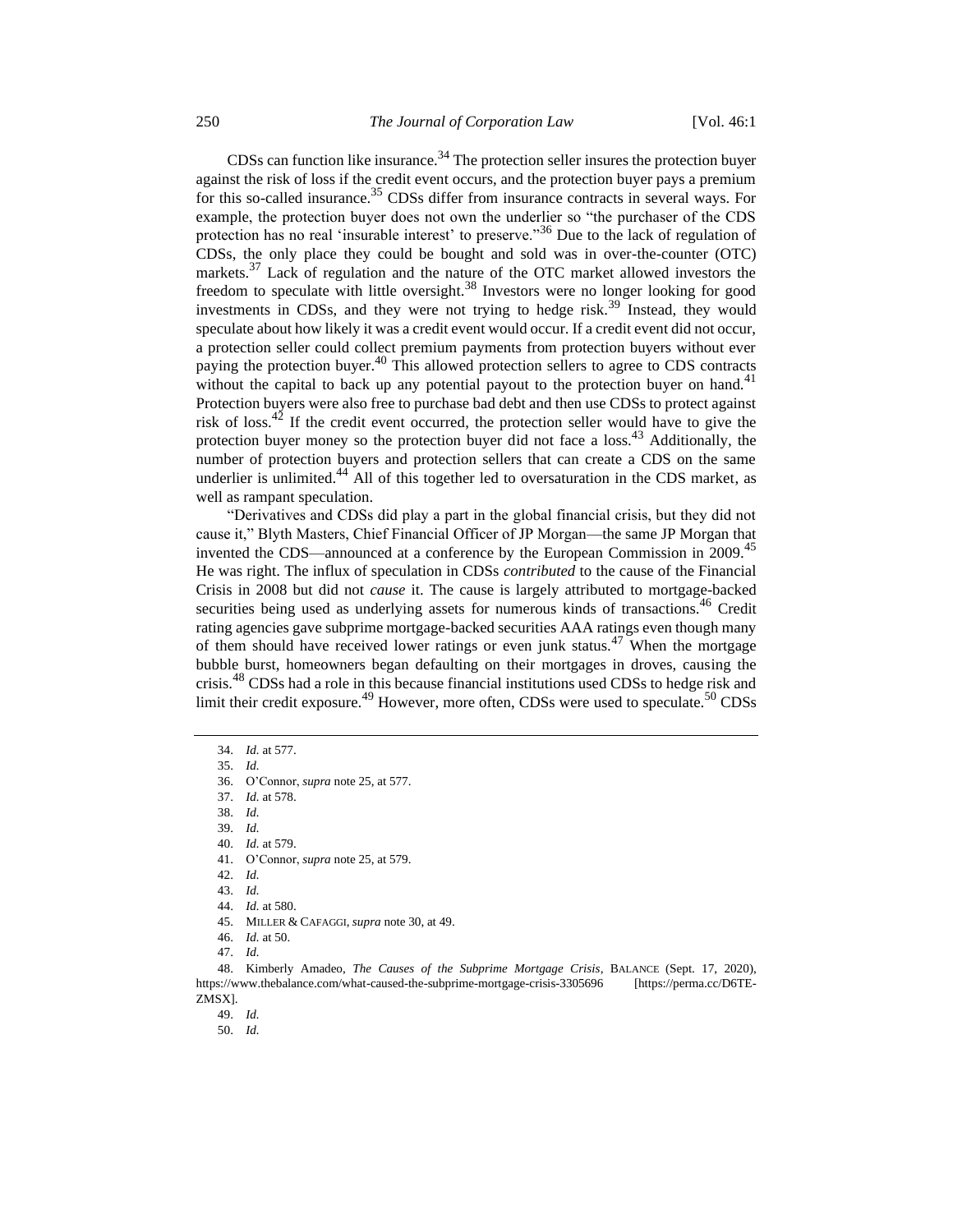CDSs can function like insurance.[34] The protection seller insures the protection buyer against the risk of loss if the credit event occurs, and the protection buyer pays a premium for this so-called insurance.[35] CDSs differ from insurance contracts in several ways. For example, the protection buyer does not own the underlier so "the purchaser of the CDS protection has no real 'insurable interest' to preserve."[36] Due to the lack of regulation of CDSs, the only place they could be bought and sold was in over-the-counter (OTC) markets.[37] Lack of regulation and the nature of the OTC market allowed investors the freedom to speculate with little oversight.[38] Investors were no longer looking for good investments in CDSs, and they were not trying to hedge risk.[39] Instead, they would speculate about how likely it was a credit event would occur. If a credit event did not occur, a protection seller could collect premium payments from protection buyers without ever paying the protection buyer.[40] This allowed protection sellers to agree to CDS contracts without the capital to back up any potential payout to the protection buyer on hand.[41] Protection buyers were also free to purchase bad debt and then use CDSs to protect against risk of loss.[42] If the credit event occurred, the protection seller would have to give the protection buyer money so the protection buyer did not face a loss.[43] Additionally, the number of protection buyers and protection sellers that can create a CDS on the same underlier is unlimited.[44] All of this together led to oversaturation in the CDS market, as well as rampant speculation.

"Derivatives and CDSs did play a part in the global financial crisis, but they did not cause it," Blyth Masters, Chief Financial Officer of JP Morgan—the same JP Morgan that invented the CDS—announced at a conference by the European Commission in 2009.[45] He was right. The influx of speculation in CDSs *contributed* to the cause of the Financial Crisis in 2008 but did not *cause* it. The cause is largely attributed to mortgage-backed securities being used as underlying assets for numerous kinds of transactions.[46] Credit rating agencies gave subprime mortgage-backed securities AAA ratings even though many of them should have received lower ratings or even junk status.[47] When the mortgage bubble burst, homeowners began defaulting on their mortgages in droves, causing the crisis.[48] CDSs had a role in this because financial institutions used CDSs to hedge risk and limit their credit exposure.[49] However, more often, CDSs were used to speculate.[50] CDSs

---

34. *Id.* at 577.
35. *Id.*
36. O'Connor, *supra* note 25, at 577.
37. *Id.* at 578.
38. *Id.*
39. *Id.*
40. *Id.* at 579.
41. O'Connor, *supra* note 25, at 579.
42. *Id.*
43. *Id.*
44. *Id.* at 580.
45. MILLER & CAFAGGI, *supra* note 30, at 49.
46. *Id.* at 50.
47. *Id.*
48. Kimberly Amadeo, *The Causes of the Subprime Mortgage Crisis*, BALANCE (Sept. 17, 2020), https://www.thebalance.com/what-caused-the-subprime-mortgage-crisis-3305696 [https://perma.cc/D6TE-ZMSX].
49. *Id.*
50. *Id.*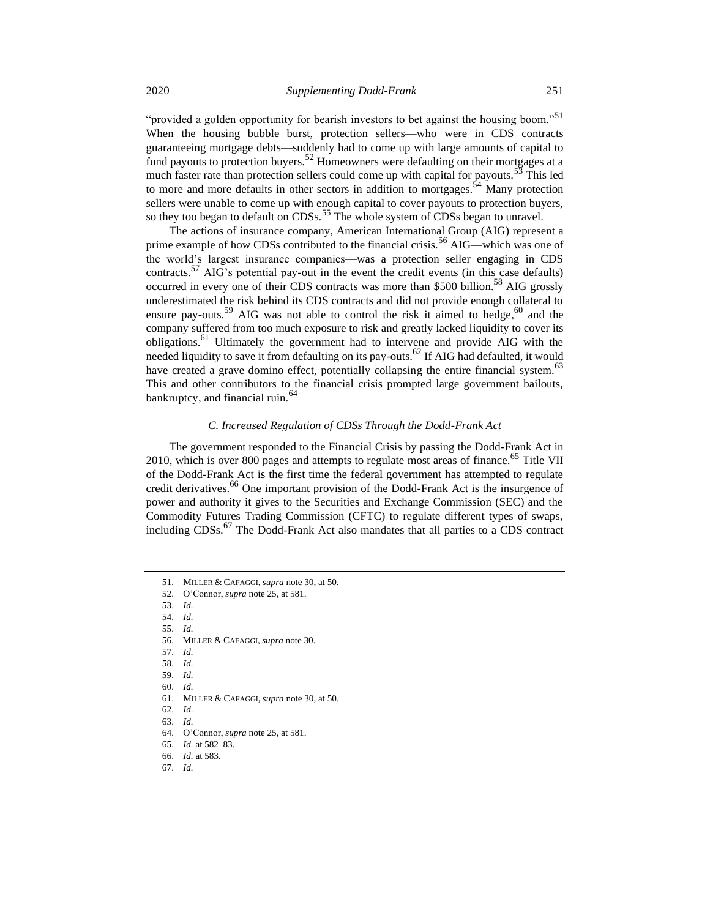"provided a golden opportunity for bearish investors to bet against the housing boom."[51] When the housing bubble burst, protection sellers—who were in CDS contracts guaranteeing mortgage debts—suddenly had to come up with large amounts of capital to fund payouts to protection buyers.[52] Homeowners were defaulting on their mortgages at a much faster rate than protection sellers could come up with capital for payouts.[53] This led to more and more defaults in other sectors in addition to mortgages.[54] Many protection sellers were unable to come up with enough capital to cover payouts to protection buyers, so they too began to default on CDSs.[55] The whole system of CDSs began to unravel.

The actions of insurance company, American International Group (AIG) represent a prime example of how CDSs contributed to the financial crisis.[56] AIG—which was one of the world's largest insurance companies—was a protection seller engaging in CDS contracts.[57] AIG's potential pay-out in the event the credit events (in this case defaults) occurred in every one of their CDS contracts was more than $500 billion.[58] AIG grossly underestimated the risk behind its CDS contracts and did not provide enough collateral to ensure pay-outs.[59] AIG was not able to control the risk it aimed to hedge,[60] and the company suffered from too much exposure to risk and greatly lacked liquidity to cover its obligations.[61] Ultimately the government had to intervene and provide AIG with the needed liquidity to save it from defaulting on its pay-outs.[62] If AIG had defaulted, it would have created a grave domino effect, potentially collapsing the entire financial system.[63] This and other contributors to the financial crisis prompted large government bailouts, bankruptcy, and financial ruin.[64]

### *C. Increased Regulation of CDSs Through the Dodd-Frank Act*

The government responded to the Financial Crisis by passing the Dodd-Frank Act in 2010, which is over 800 pages and attempts to regulate most areas of finance.[65] Title VII of the Dodd-Frank Act is the first time the federal government has attempted to regulate credit derivatives.[66] One important provision of the Dodd-Frank Act is the insurgence of power and authority it gives to the Securities and Exchange Commission (SEC) and the Commodity Futures Trading Commission (CFTC) to regulate different types of swaps, including CDSs.[67] The Dodd-Frank Act also mandates that all parties to a CDS contract

---

51. MILLER & CAFAGGI, *supra* note 30, at 50.
52. O'Connor, *supra* note 25, at 581.
53. *Id.*
54. *Id.*
55. *Id.*
56. MILLER & CAFAGGI, *supra* note 30.
57. *Id.*
58. *Id.*
59. *Id.*
60. *Id.*
61. MILLER & CAFAGGI, *supra* note 30, at 50.
62. *Id.*
63. *Id.*
64. O'Connor, *supra* note 25, at 581.
65. *Id.* at 582–83.
66. *Id.* at 583.
67. *Id.*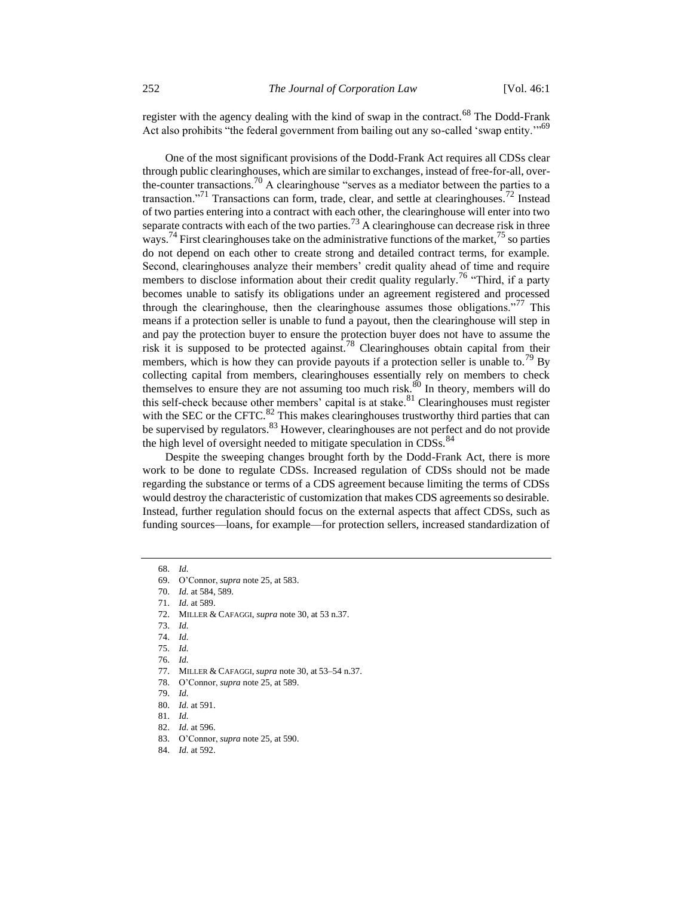register with the agency dealing with the kind of swap in the contract.[68] The Dodd-Frank Act also prohibits "the federal government from bailing out any so-called 'swap entity.'"[69]

One of the most significant provisions of the Dodd-Frank Act requires all CDSs clear through public clearinghouses, which are similar to exchanges, instead of free-for-all, over-the-counter transactions.[70] A clearinghouse "serves as a mediator between the parties to a transaction."[71] Transactions can form, trade, clear, and settle at clearinghouses.[72] Instead of two parties entering into a contract with each other, the clearinghouse will enter into two separate contracts with each of the two parties.[73] A clearinghouse can decrease risk in three ways.[74] First clearinghouses take on the administrative functions of the market,[75] so parties do not depend on each other to create strong and detailed contract terms, for example. Second, clearinghouses analyze their members' credit quality ahead of time and require members to disclose information about their credit quality regularly.[76] "Third, if a party becomes unable to satisfy its obligations under an agreement registered and processed through the clearinghouse, then the clearinghouse assumes those obligations."[77] This means if a protection seller is unable to fund a payout, then the clearinghouse will step in and pay the protection buyer to ensure the protection buyer does not have to assume the risk it is supposed to be protected against.[78] Clearinghouses obtain capital from their members, which is how they can provide payouts if a protection seller is unable to.[79] By collecting capital from members, clearinghouses essentially rely on members to check themselves to ensure they are not assuming too much risk.[80] In theory, members will do this self-check because other members' capital is at stake.[81] Clearinghouses must register with the SEC or the CFTC.[82] This makes clearinghouses trustworthy third parties that can be supervised by regulators.[83] However, clearinghouses are not perfect and do not provide the high level of oversight needed to mitigate speculation in CDSs.[84]

Despite the sweeping changes brought forth by the Dodd-Frank Act, there is more work to be done to regulate CDSs. Increased regulation of CDSs should not be made regarding the substance or terms of a CDS agreement because limiting the terms of CDSs would destroy the characteristic of customization that makes CDS agreements so desirable. Instead, further regulation should focus on the external aspects that affect CDSs, such as funding sources—loans, for example—for protection sellers, increased standardization of

---

68. *Id.*
69. O'Connor, *supra* note 25, at 583.
70. *Id.* at 584, 589.
71. *Id.* at 589.
72. MILLER & CAFAGGI, *supra* note 30, at 53 n.37.
73. *Id.*
74. *Id.*
75. *Id.*
76. *Id.*
77. MILLER & CAFAGGI, *supra* note 30, at 53–54 n.37.
78. O'Connor, *supra* note 25, at 589.
79. *Id.*
80. *Id.* at 591.
81. *Id.*
82. *Id.* at 596.
83. O'Connor, *supra* note 25, at 590.
84. *Id.* at 592.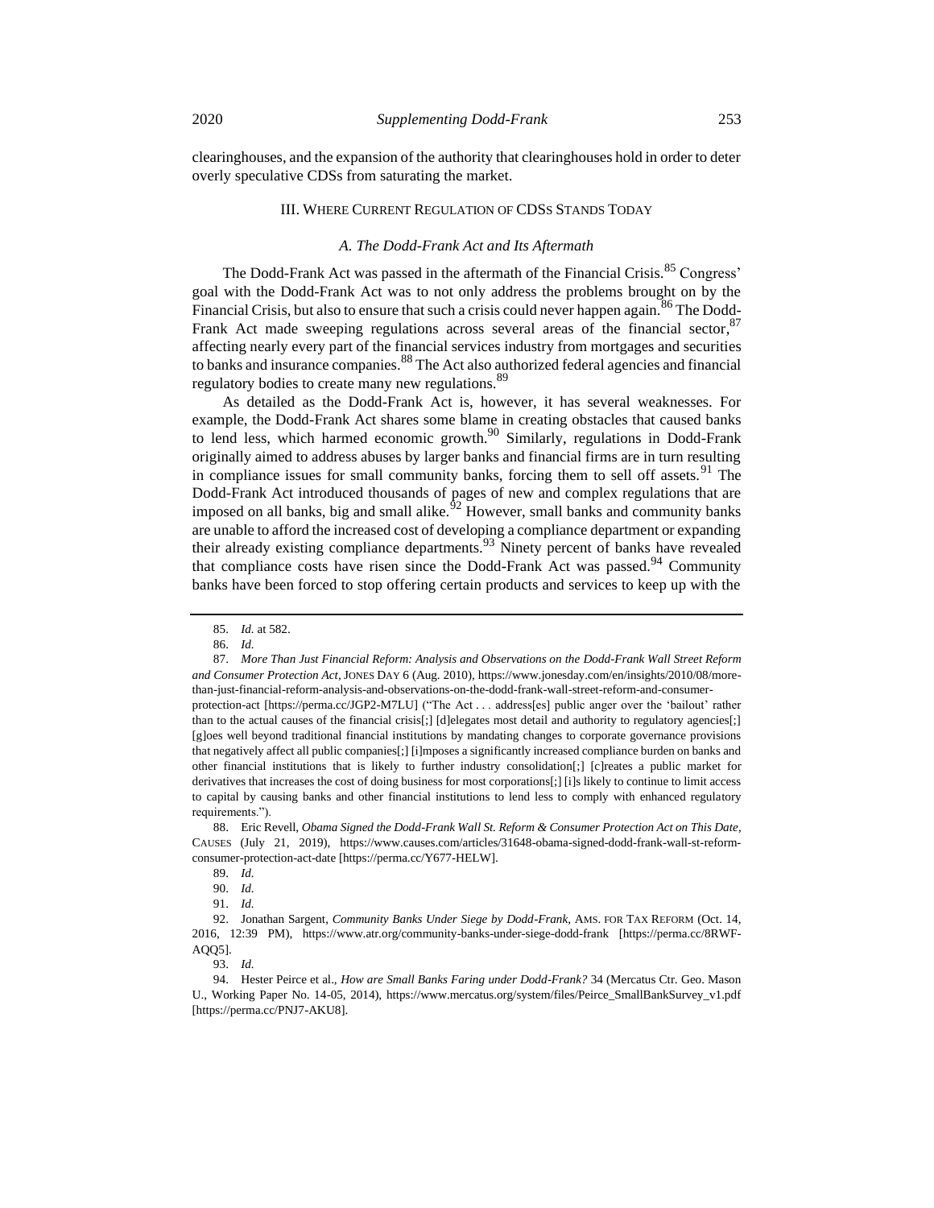clearinghouses, and the expansion of the authority that clearinghouses hold in order to deter overly speculative CDSs from saturating the market.

## III. Where Current Regulation of CDSs Stands Today

### *A. The Dodd-Frank Act and Its Aftermath*

The Dodd-Frank Act was passed in the aftermath of the Financial Crisis.[85] Congress' goal with the Dodd-Frank Act was to not only address the problems brought on by the Financial Crisis, but also to ensure that such a crisis could never happen again.[86] The Dodd-Frank Act made sweeping regulations across several areas of the financial sector,[87] affecting nearly every part of the financial services industry from mortgages and securities to banks and insurance companies.[88] The Act also authorized federal agencies and financial regulatory bodies to create many new regulations.[89]

As detailed as the Dodd-Frank Act is, however, it has several weaknesses. For example, the Dodd-Frank Act shares some blame in creating obstacles that caused banks to lend less, which harmed economic growth.[90] Similarly, regulations in Dodd-Frank originally aimed to address abuses by larger banks and financial firms are in turn resulting in compliance issues for small community banks, forcing them to sell off assets.[91] The Dodd-Frank Act introduced thousands of pages of new and complex regulations that are imposed on all banks, big and small alike.[92] However, small banks and community banks are unable to afford the increased cost of developing a compliance department or expanding their already existing compliance departments.[93] Ninety percent of banks have revealed that compliance costs have risen since the Dodd-Frank Act was passed.[94] Community banks have been forced to stop offering certain products and services to keep up with the

---

85. *Id.* at 582.

86. *Id.*

87. *More Than Just Financial Reform: Analysis and Observations on the Dodd-Frank Wall Street Reform and Consumer Protection Act*, JONES DAY 6 (Aug. 2010), https://www.jonesday.com/en/insights/2010/08/more-than-just-financial-reform-analysis-and-observations-on-the-dodd-frank-wall-street-reform-and-consumer-protection-act [https://perma.cc/JGP2-M7LU] ("The Act . . . address[es] public anger over the 'bailout' rather than to the actual causes of the financial crisis[;] [d]elegates most detail and authority to regulatory agencies[;] [g]oes well beyond traditional financial institutions by mandating changes to corporate governance provisions that negatively affect all public companies[;] [i]mposes a significantly increased compliance burden on banks and other financial institutions that is likely to further industry consolidation[;] [c]reates a public market for derivatives that increases the cost of doing business for most corporations[;] [i]s likely to continue to limit access to capital by causing banks and other financial institutions to lend less to comply with enhanced regulatory requirements.").

88. Eric Revell, *Obama Signed the Dodd-Frank Wall St. Reform & Consumer Protection Act on This Date*, CAUSES (July 21, 2019), https://www.causes.com/articles/31648-obama-signed-dodd-frank-wall-st-reform-consumer-protection-act-date [https://perma.cc/Y677-HELW].

89. *Id.*

90. *Id.*

91. *Id.*

92. Jonathan Sargent, *Community Banks Under Siege by Dodd-Frank*, AMS. FOR TAX REFORM (Oct. 14, 2016, 12:39 PM), https://www.atr.org/community-banks-under-siege-dodd-frank [https://perma.cc/8RWF-AQQ5].

93. *Id.*

94. Hester Peirce et al., *How are Small Banks Faring under Dodd-Frank?* 34 (Mercatus Ctr. Geo. Mason U., Working Paper No. 14-05, 2014), https://www.mercatus.org/system/files/Peirce_SmallBankSurvey_v1.pdf [https://perma.cc/PNJ7-AKU8].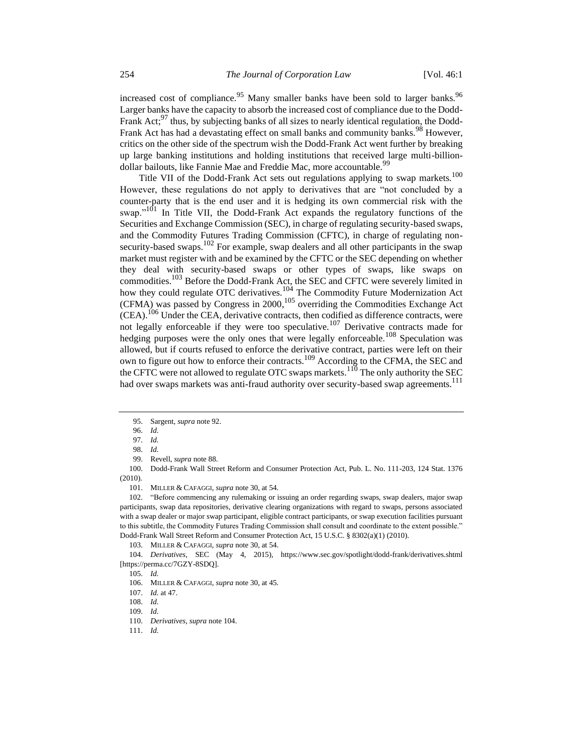increased cost of compliance.[95] Many smaller banks have been sold to larger banks.[96] Larger banks have the capacity to absorb the increased cost of compliance due to the Dodd-Frank Act;[97] thus, by subjecting banks of all sizes to nearly identical regulation, the Dodd-Frank Act has had a devastating effect on small banks and community banks.[98] However, critics on the other side of the spectrum wish the Dodd-Frank Act went further by breaking up large banking institutions and holding institutions that received large multi-billion-dollar bailouts, like Fannie Mae and Freddie Mac, more accountable.[99]

Title VII of the Dodd-Frank Act sets out regulations applying to swap markets.[100] However, these regulations do not apply to derivatives that are "not concluded by a counter-party that is the end user and it is hedging its own commercial risk with the swap."[101] In Title VII, the Dodd-Frank Act expands the regulatory functions of the Securities and Exchange Commission (SEC), in charge of regulating security-based swaps, and the Commodity Futures Trading Commission (CFTC), in charge of regulating non-security-based swaps.[102] For example, swap dealers and all other participants in the swap market must register with and be examined by the CFTC or the SEC depending on whether they deal with security-based swaps or other types of swaps, like swaps on commodities.[103] Before the Dodd-Frank Act, the SEC and CFTC were severely limited in how they could regulate OTC derivatives.[104] The Commodity Future Modernization Act (CFMA) was passed by Congress in 2000,[105] overriding the Commodities Exchange Act (CEA).[106] Under the CEA, derivative contracts, then codified as difference contracts, were not legally enforceable if they were too speculative.[107] Derivative contracts made for hedging purposes were the only ones that were legally enforceable.[108] Speculation was allowed, but if courts refused to enforce the derivative contract, parties were left on their own to figure out how to enforce their contracts.[109] According to the CFMA, the SEC and the CFTC were not allowed to regulate OTC swaps markets.[110] The only authority the SEC had over swaps markets was anti-fraud authority over security-based swap agreements.[111]

---

95. Sargent, *supra* note 92.

96. *Id.*

97. *Id.*

98. *Id.*

99. Revell, *supra* note 88.

100. Dodd-Frank Wall Street Reform and Consumer Protection Act, Pub. L. No. 111-203, 124 Stat. 1376 (2010).

101. MILLER & CAFAGGI, *supra* note 30, at 54.

102. "Before commencing any rulemaking or issuing an order regarding swaps, swap dealers, major swap participants, swap data repositories, derivative clearing organizations with regard to swaps, persons associated with a swap dealer or major swap participant, eligible contract participants, or swap execution facilities pursuant to this subtitle, the Commodity Futures Trading Commission shall consult and coordinate to the extent possible." Dodd-Frank Wall Street Reform and Consumer Protection Act, 15 U.S.C. § 8302(a)(1) (2010).

103. MILLER & CAFAGGI, *supra* note 30, at 54.

104. *Derivatives*, SEC (May 4, 2015), https://www.sec.gov/spotlight/dodd-frank/derivatives.shtml [https://perma.cc/7GZY-8SDQ].

105. *Id.*

106. MILLER & CAFAGGI, *supra* note 30, at 45.

107. *Id.* at 47.

108. *Id.*

109. *Id.*

110. *Derivatives*, *supra* note 104.

111. *Id.*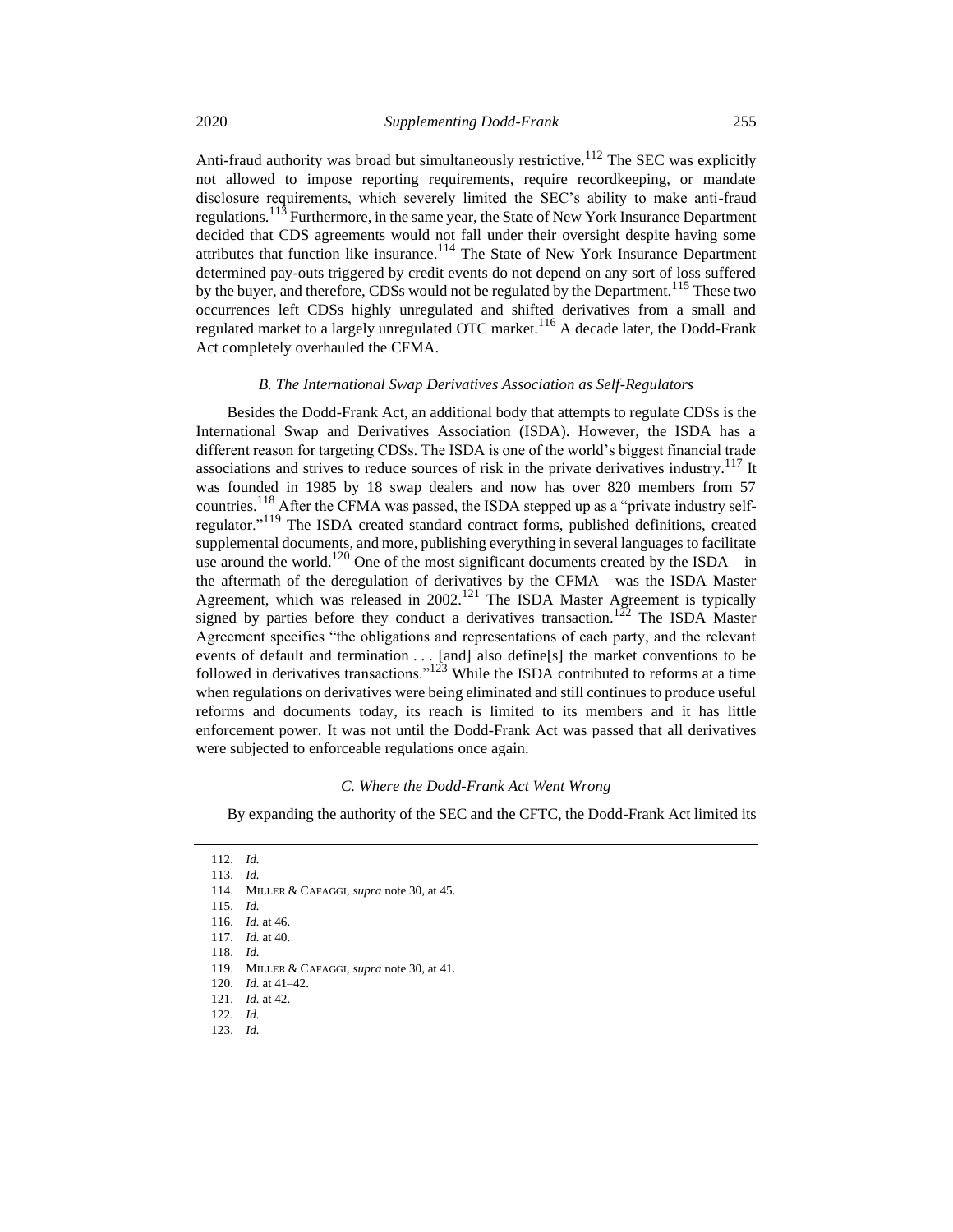Anti-fraud authority was broad but simultaneously restrictive.[112] The SEC was explicitly not allowed to impose reporting requirements, require recordkeeping, or mandate disclosure requirements, which severely limited the SEC's ability to make anti-fraud regulations.[113] Furthermore, in the same year, the State of New York Insurance Department decided that CDS agreements would not fall under their oversight despite having some attributes that function like insurance.[114] The State of New York Insurance Department determined pay-outs triggered by credit events do not depend on any sort of loss suffered by the buyer, and therefore, CDSs would not be regulated by the Department.[115] These two occurrences left CDSs highly unregulated and shifted derivatives from a small and regulated market to a largely unregulated OTC market.[116] A decade later, the Dodd-Frank Act completely overhauled the CFMA.

### *B. The International Swap Derivatives Association as Self-Regulators*

Besides the Dodd-Frank Act, an additional body that attempts to regulate CDSs is the International Swap and Derivatives Association (ISDA). However, the ISDA has a different reason for targeting CDSs. The ISDA is one of the world's biggest financial trade associations and strives to reduce sources of risk in the private derivatives industry.[117] It was founded in 1985 by 18 swap dealers and now has over 820 members from 57 countries.[118] After the CFMA was passed, the ISDA stepped up as a "private industry self-regulator."[119] The ISDA created standard contract forms, published definitions, created supplemental documents, and more, publishing everything in several languages to facilitate use around the world.[120] One of the most significant documents created by the ISDA—in the aftermath of the deregulation of derivatives by the CFMA—was the ISDA Master Agreement, which was released in 2002.[121] The ISDA Master Agreement is typically signed by parties before they conduct a derivatives transaction.[122] The ISDA Master Agreement specifies "the obligations and representations of each party, and the relevant events of default and termination . . . [and] also define[s] the market conventions to be followed in derivatives transactions."[123] While the ISDA contributed to reforms at a time when regulations on derivatives were being eliminated and still continues to produce useful reforms and documents today, its reach is limited to its members and it has little enforcement power. It was not until the Dodd-Frank Act was passed that all derivatives were subjected to enforceable regulations once again.

### *C. Where the Dodd-Frank Act Went Wrong*

By expanding the authority of the SEC and the CFTC, the Dodd-Frank Act limited its

---

112. *Id.*
113. *Id.*
114. MILLER & CAFAGGI, *supra* note 30, at 45.
115. *Id.*
116. *Id.* at 46.
117. *Id.* at 40.
118. *Id.*
119. MILLER & CAFAGGI, *supra* note 30, at 41.
120. *Id.* at 41–42.
121. *Id.* at 42.
122. *Id.*
123. *Id.*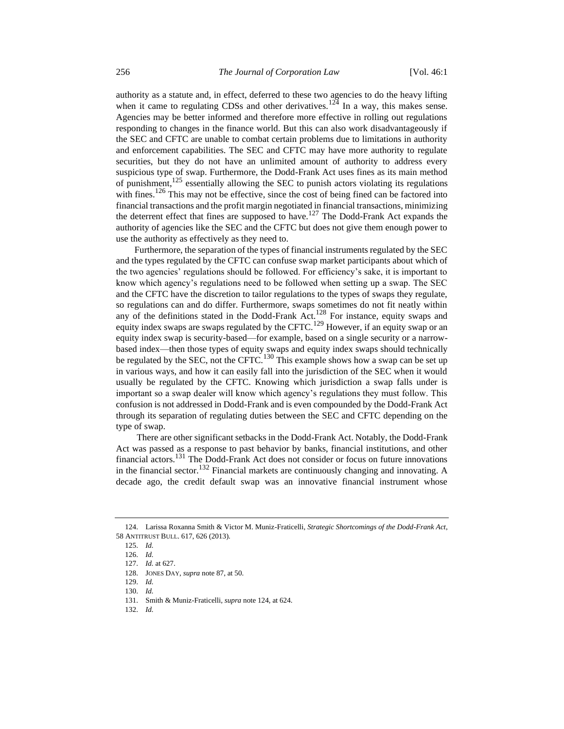authority as a statute and, in effect, deferred to these two agencies to do the heavy lifting when it came to regulating CDSs and other derivatives.[124] In a way, this makes sense. Agencies may be better informed and therefore more effective in rolling out regulations responding to changes in the finance world. But this can also work disadvantageously if the SEC and CFTC are unable to combat certain problems due to limitations in authority and enforcement capabilities. The SEC and CFTC may have more authority to regulate securities, but they do not have an unlimited amount of authority to address every suspicious type of swap. Furthermore, the Dodd-Frank Act uses fines as its main method of punishment,[125] essentially allowing the SEC to punish actors violating its regulations with fines.[126] This may not be effective, since the cost of being fined can be factored into financial transactions and the profit margin negotiated in financial transactions, minimizing the deterrent effect that fines are supposed to have.[127] The Dodd-Frank Act expands the authority of agencies like the SEC and the CFTC but does not give them enough power to use the authority as effectively as they need to.

Furthermore, the separation of the types of financial instruments regulated by the SEC and the types regulated by the CFTC can confuse swap market participants about which of the two agencies' regulations should be followed. For efficiency's sake, it is important to know which agency's regulations need to be followed when setting up a swap. The SEC and the CFTC have the discretion to tailor regulations to the types of swaps they regulate, so regulations can and do differ. Furthermore, swaps sometimes do not fit neatly within any of the definitions stated in the Dodd-Frank Act.[128] For instance, equity swaps and equity index swaps are swaps regulated by the CFTC.[129] However, if an equity swap or an equity index swap is security-based—for example, based on a single security or a narrow-based index—then those types of equity swaps and equity index swaps should technically be regulated by the SEC, not the CFTC.[130] This example shows how a swap can be set up in various ways, and how it can easily fall into the jurisdiction of the SEC when it would usually be regulated by the CFTC. Knowing which jurisdiction a swap falls under is important so a swap dealer will know which agency's regulations they must follow. This confusion is not addressed in Dodd-Frank and is even compounded by the Dodd-Frank Act through its separation of regulating duties between the SEC and CFTC depending on the type of swap.

There are other significant setbacks in the Dodd-Frank Act. Notably, the Dodd-Frank Act was passed as a response to past behavior by banks, financial institutions, and other financial actors.[131] The Dodd-Frank Act does not consider or focus on future innovations in the financial sector.[132] Financial markets are continuously changing and innovating. A decade ago, the credit default swap was an innovative financial instrument whose

---

124. Larissa Roxanna Smith & Victor M. Muniz-Fraticelli, *Strategic Shortcomings of the Dodd-Frank Act*, 58 ANTITRUST BULL. 617, 626 (2013).

125. *Id.*

126. *Id.*

127. *Id.* at 627.

128. JONES DAY, *supra* note 87, at 50.

129. *Id.*

130. *Id.*

131. Smith & Muniz-Fraticelli, *supra* note 124, at 624.

132. *Id.*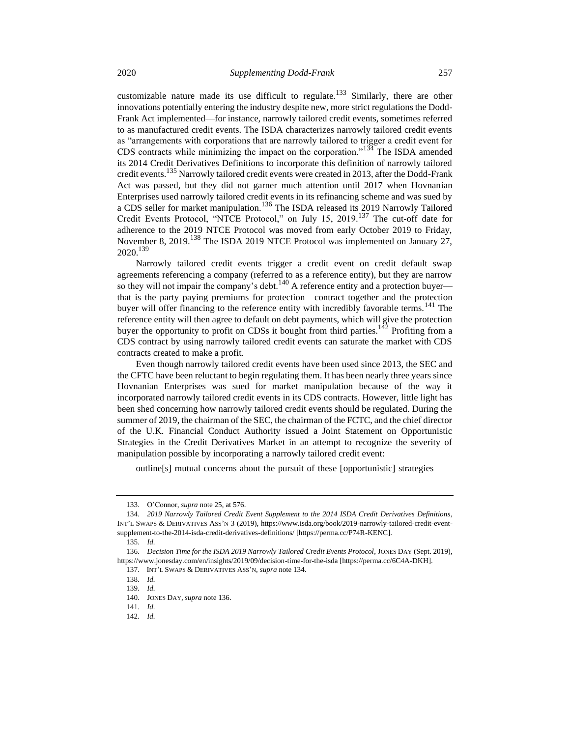customizable nature made its use difficult to regulate.[133] Similarly, there are other innovations potentially entering the industry despite new, more strict regulations the Dodd-Frank Act implemented—for instance, narrowly tailored credit events, sometimes referred to as manufactured credit events. The ISDA characterizes narrowly tailored credit events as "arrangements with corporations that are narrowly tailored to trigger a credit event for CDS contracts while minimizing the impact on the corporation."[134] The ISDA amended its 2014 Credit Derivatives Definitions to incorporate this definition of narrowly tailored credit events.[135] Narrowly tailored credit events were created in 2013, after the Dodd-Frank Act was passed, but they did not garner much attention until 2017 when Hovnanian Enterprises used narrowly tailored credit events in its refinancing scheme and was sued by a CDS seller for market manipulation.[136] The ISDA released its 2019 Narrowly Tailored Credit Events Protocol, "NTCE Protocol," on July 15, 2019.[137] The cut-off date for adherence to the 2019 NTCE Protocol was moved from early October 2019 to Friday, November 8, 2019.[138] The ISDA 2019 NTCE Protocol was implemented on January 27, 2020.[139]

Narrowly tailored credit events trigger a credit event on credit default swap agreements referencing a company (referred to as a reference entity), but they are narrow so they will not impair the company's debt.[140] A reference entity and a protection buyer—that is the party paying premiums for protection—contract together and the protection buyer will offer financing to the reference entity with incredibly favorable terms.[141] The reference entity will then agree to default on debt payments, which will give the protection buyer the opportunity to profit on CDSs it bought from third parties.[142] Profiting from a CDS contract by using narrowly tailored credit events can saturate the market with CDS contracts created to make a profit.

Even though narrowly tailored credit events have been used since 2013, the SEC and the CFTC have been reluctant to begin regulating them. It has been nearly three years since Hovnanian Enterprises was sued for market manipulation because of the way it incorporated narrowly tailored credit events in its CDS contracts. However, little light has been shed concerning how narrowly tailored credit events should be regulated. During the summer of 2019, the chairman of the SEC, the chairman of the FCTC, and the chief director of the U.K. Financial Conduct Authority issued a Joint Statement on Opportunistic Strategies in the Credit Derivatives Market in an attempt to recognize the severity of manipulation possible by incorporating a narrowly tailored credit event:

> outline[s] mutual concerns about the pursuit of these [opportunistic] strategies

---

133. O'Connor, *supra* note 25, at 576.

134. *2019 Narrowly Tailored Credit Event Supplement to the 2014 ISDA Credit Derivatives Definitions*, INT'L SWAPS & DERIVATIVES ASS'N 3 (2019), https://www.isda.org/book/2019-narrowly-tailored-credit-event-supplement-to-the-2014-isda-credit-derivatives-definitions/ [https://perma.cc/P74R-KENC].

135. *Id.*

136. *Decision Time for the ISDA 2019 Narrowly Tailored Credit Events Protocol*, JONES DAY (Sept. 2019), https://www.jonesday.com/en/insights/2019/09/decision-time-for-the-isda [https://perma.cc/6C4A-DKH].

137. INT'L SWAPS & DERIVATIVES ASS'N, *supra* note 134.

138. *Id.*

139. *Id.*

140. JONES DAY, *supra* note 136.

141. *Id.*

142. *Id.*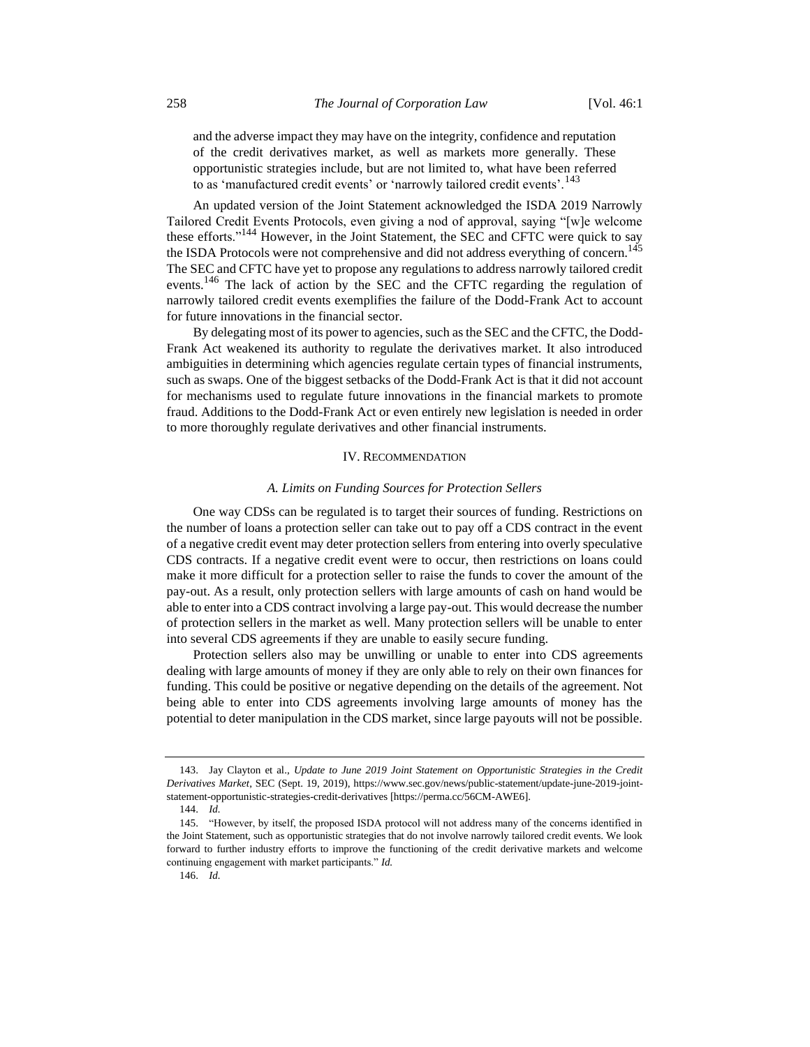and the adverse impact they may have on the integrity, confidence and reputation of the credit derivatives market, as well as markets more generally. These opportunistic strategies include, but are not limited to, what have been referred to as 'manufactured credit events' or 'narrowly tailored credit events'.[143]

An updated version of the Joint Statement acknowledged the ISDA 2019 Narrowly Tailored Credit Events Protocols, even giving a nod of approval, saying "[w]e welcome these efforts."[144] However, in the Joint Statement, the SEC and CFTC were quick to say the ISDA Protocols were not comprehensive and did not address everything of concern.[145] The SEC and CFTC have yet to propose any regulations to address narrowly tailored credit events.[146] The lack of action by the SEC and the CFTC regarding the regulation of narrowly tailored credit events exemplifies the failure of the Dodd-Frank Act to account for future innovations in the financial sector.

By delegating most of its power to agencies, such as the SEC and the CFTC, the Dodd-Frank Act weakened its authority to regulate the derivatives market. It also introduced ambiguities in determining which agencies regulate certain types of financial instruments, such as swaps. One of the biggest setbacks of the Dodd-Frank Act is that it did not account for mechanisms used to regulate future innovations in the financial markets to promote fraud. Additions to the Dodd-Frank Act or even entirely new legislation is needed in order to more thoroughly regulate derivatives and other financial instruments.

## IV. RECOMMENDATION

### *A. Limits on Funding Sources for Protection Sellers*

One way CDSs can be regulated is to target their sources of funding. Restrictions on the number of loans a protection seller can take out to pay off a CDS contract in the event of a negative credit event may deter protection sellers from entering into overly speculative CDS contracts. If a negative credit event were to occur, then restrictions on loans could make it more difficult for a protection seller to raise the funds to cover the amount of the pay-out. As a result, only protection sellers with large amounts of cash on hand would be able to enter into a CDS contract involving a large pay-out. This would decrease the number of protection sellers in the market as well. Many protection sellers will be unable to enter into several CDS agreements if they are unable to easily secure funding.

Protection sellers also may be unwilling or unable to enter into CDS agreements dealing with large amounts of money if they are only able to rely on their own finances for funding. This could be positive or negative depending on the details of the agreement. Not being able to enter into CDS agreements involving large amounts of money has the potential to deter manipulation in the CDS market, since large payouts will not be possible.

---

143. Jay Clayton et al., *Update to June 2019 Joint Statement on Opportunistic Strategies in the Credit Derivatives Market*, SEC (Sept. 19, 2019), https://www.sec.gov/news/public-statement/update-june-2019-joint-statement-opportunistic-strategies-credit-derivatives [https://perma.cc/56CM-AWE6].

144. *Id.*

145. "However, by itself, the proposed ISDA protocol will not address many of the concerns identified in the Joint Statement, such as opportunistic strategies that do not involve narrowly tailored credit events. We look forward to further industry efforts to improve the functioning of the credit derivative markets and welcome continuing engagement with market participants." *Id.*

146. *Id.*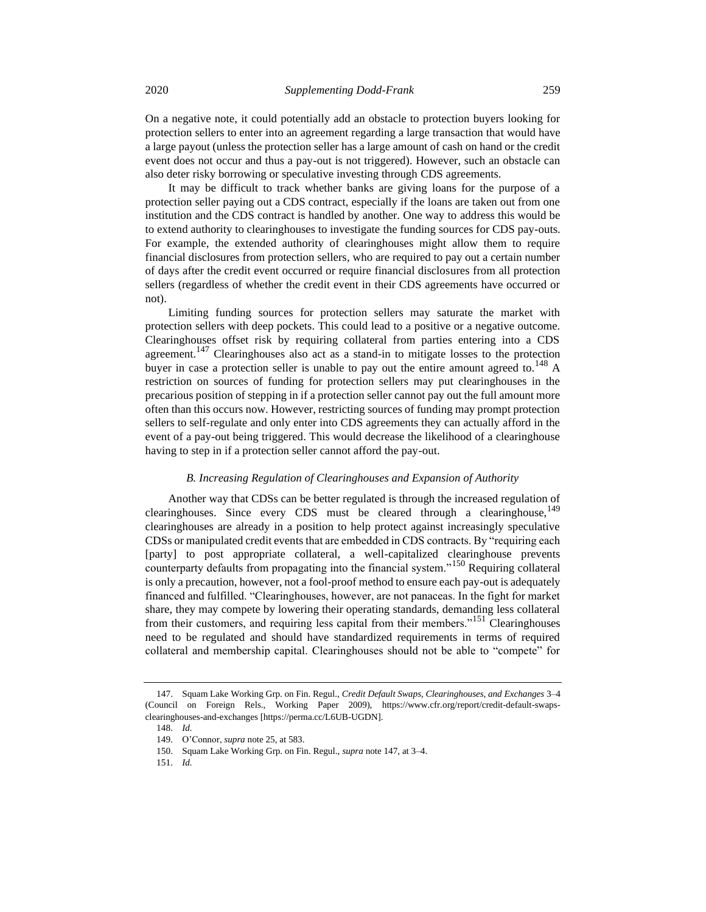On a negative note, it could potentially add an obstacle to protection buyers looking for protection sellers to enter into an agreement regarding a large transaction that would have a large payout (unless the protection seller has a large amount of cash on hand or the credit event does not occur and thus a pay-out is not triggered). However, such an obstacle can also deter risky borrowing or speculative investing through CDS agreements.

It may be difficult to track whether banks are giving loans for the purpose of a protection seller paying out a CDS contract, especially if the loans are taken out from one institution and the CDS contract is handled by another. One way to address this would be to extend authority to clearinghouses to investigate the funding sources for CDS pay-outs. For example, the extended authority of clearinghouses might allow them to require financial disclosures from protection sellers, who are required to pay out a certain number of days after the credit event occurred or require financial disclosures from all protection sellers (regardless of whether the credit event in their CDS agreements have occurred or not).

Limiting funding sources for protection sellers may saturate the market with protection sellers with deep pockets. This could lead to a positive or a negative outcome. Clearinghouses offset risk by requiring collateral from parties entering into a CDS agreement.[147] Clearinghouses also act as a stand-in to mitigate losses to the protection buyer in case a protection seller is unable to pay out the entire amount agreed to.[148] A restriction on sources of funding for protection sellers may put clearinghouses in the precarious position of stepping in if a protection seller cannot pay out the full amount more often than this occurs now. However, restricting sources of funding may prompt protection sellers to self-regulate and only enter into CDS agreements they can actually afford in the event of a pay-out being triggered. This would decrease the likelihood of a clearinghouse having to step in if a protection seller cannot afford the pay-out.

### *B. Increasing Regulation of Clearinghouses and Expansion of Authority*

Another way that CDSs can be better regulated is through the increased regulation of clearinghouses. Since every CDS must be cleared through a clearinghouse,[149] clearinghouses are already in a position to help protect against increasingly speculative CDSs or manipulated credit events that are embedded in CDS contracts. By "requiring each [party] to post appropriate collateral, a well-capitalized clearinghouse prevents counterparty defaults from propagating into the financial system."[150] Requiring collateral is only a precaution, however, not a fool-proof method to ensure each pay-out is adequately financed and fulfilled. "Clearinghouses, however, are not panaceas. In the fight for market share, they may compete by lowering their operating standards, demanding less collateral from their customers, and requiring less capital from their members."[151] Clearinghouses need to be regulated and should have standardized requirements in terms of required collateral and membership capital. Clearinghouses should not be able to "compete" for

---

147. Squam Lake Working Grp. on Fin. Regul., *Credit Default Swaps, Clearinghouses, and Exchanges* 3–4 (Council on Foreign Rels., Working Paper 2009), https://www.cfr.org/report/credit-default-swaps-clearinghouses-and-exchanges [https://perma.cc/L6UB-UGDN].

148. *Id.*

149. O'Connor, *supra* note 25, at 583.

150. Squam Lake Working Grp. on Fin. Regul., *supra* note 147, at 3–4.

151. *Id.*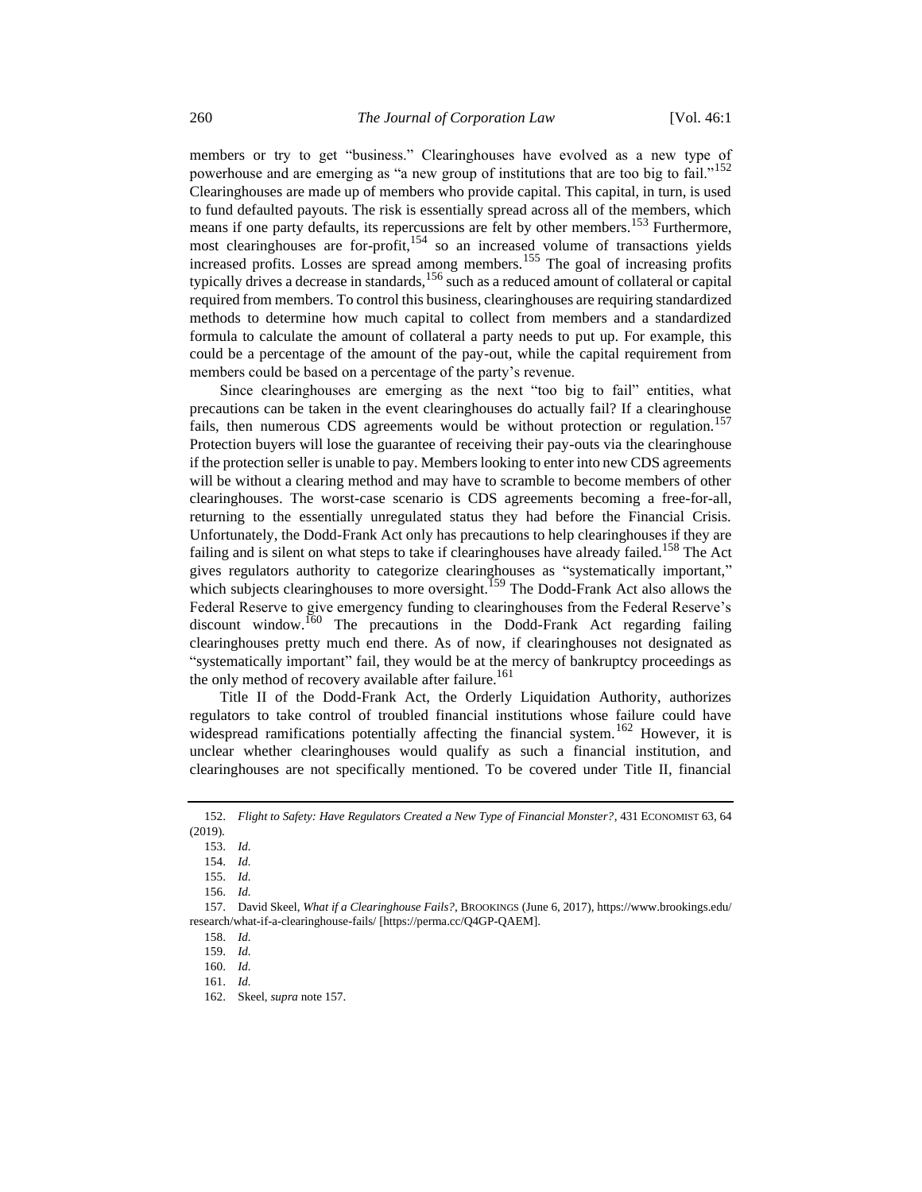members or try to get "business." Clearinghouses have evolved as a new type of powerhouse and are emerging as "a new group of institutions that are too big to fail."[152] Clearinghouses are made up of members who provide capital. This capital, in turn, is used to fund defaulted payouts. The risk is essentially spread across all of the members, which means if one party defaults, its repercussions are felt by other members.[153] Furthermore, most clearinghouses are for-profit,[154] so an increased volume of transactions yields increased profits. Losses are spread among members.[155] The goal of increasing profits typically drives a decrease in standards,[156] such as a reduced amount of collateral or capital required from members. To control this business, clearinghouses are requiring standardized methods to determine how much capital to collect from members and a standardized formula to calculate the amount of collateral a party needs to put up. For example, this could be a percentage of the amount of the pay-out, while the capital requirement from members could be based on a percentage of the party's revenue.

Since clearinghouses are emerging as the next "too big to fail" entities, what precautions can be taken in the event clearinghouses do actually fail? If a clearinghouse fails, then numerous CDS agreements would be without protection or regulation.[157] Protection buyers will lose the guarantee of receiving their pay-outs via the clearinghouse if the protection seller is unable to pay. Members looking to enter into new CDS agreements will be without a clearing method and may have to scramble to become members of other clearinghouses. The worst-case scenario is CDS agreements becoming a free-for-all, returning to the essentially unregulated status they had before the Financial Crisis. Unfortunately, the Dodd-Frank Act only has precautions to help clearinghouses if they are failing and is silent on what steps to take if clearinghouses have already failed.[158] The Act gives regulators authority to categorize clearinghouses as "systematically important," which subjects clearinghouses to more oversight.[159] The Dodd-Frank Act also allows the Federal Reserve to give emergency funding to clearinghouses from the Federal Reserve's discount window.[160] The precautions in the Dodd-Frank Act regarding failing clearinghouses pretty much end there. As of now, if clearinghouses not designated as "systematically important" fail, they would be at the mercy of bankruptcy proceedings as the only method of recovery available after failure.[161]

Title II of the Dodd-Frank Act, the Orderly Liquidation Authority, authorizes regulators to take control of troubled financial institutions whose failure could have widespread ramifications potentially affecting the financial system.[162] However, it is unclear whether clearinghouses would qualify as such a financial institution, and clearinghouses are not specifically mentioned. To be covered under Title II, financial

---

152. *Flight to Safety: Have Regulators Created a New Type of Financial Monster?*, 431 ECONOMIST 63, 64 (2019).

153. *Id.*

154. *Id.*

155. *Id.*

156. *Id.*

157. David Skeel, *What if a Clearinghouse Fails?*, BROOKINGS (June 6, 2017), https://www.brookings.edu/research/what-if-a-clearinghouse-fails/ [https://perma.cc/Q4GP-QAEM].

158. *Id.*

159. *Id.*

160. *Id.*

161. *Id.*

162. Skeel, *supra* note 157.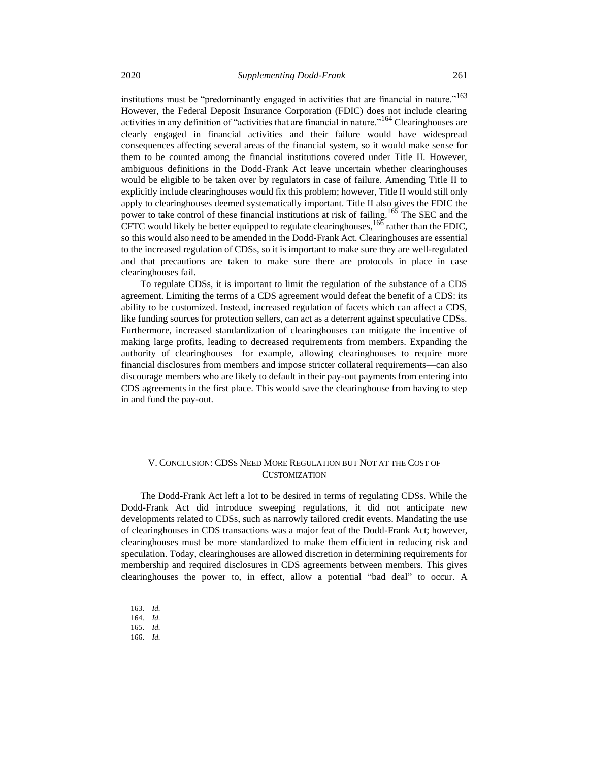institutions must be "predominantly engaged in activities that are financial in nature."[163] However, the Federal Deposit Insurance Corporation (FDIC) does not include clearing activities in any definition of "activities that are financial in nature."[164] Clearinghouses are clearly engaged in financial activities and their failure would have widespread consequences affecting several areas of the financial system, so it would make sense for them to be counted among the financial institutions covered under Title II. However, ambiguous definitions in the Dodd-Frank Act leave uncertain whether clearinghouses would be eligible to be taken over by regulators in case of failure. Amending Title II to explicitly include clearinghouses would fix this problem; however, Title II would still only apply to clearinghouses deemed systematically important. Title II also gives the FDIC the power to take control of these financial institutions at risk of failing.[165] The SEC and the CFTC would likely be better equipped to regulate clearinghouses,[166] rather than the FDIC, so this would also need to be amended in the Dodd-Frank Act. Clearinghouses are essential to the increased regulation of CDSs, so it is important to make sure they are well-regulated and that precautions are taken to make sure there are protocols in place in case clearinghouses fail.

To regulate CDSs, it is important to limit the regulation of the substance of a CDS agreement. Limiting the terms of a CDS agreement would defeat the benefit of a CDS: its ability to be customized. Instead, increased regulation of facets which can affect a CDS, like funding sources for protection sellers, can act as a deterrent against speculative CDSs. Furthermore, increased standardization of clearinghouses can mitigate the incentive of making large profits, leading to decreased requirements from members. Expanding the authority of clearinghouses—for example, allowing clearinghouses to require more financial disclosures from members and impose stricter collateral requirements—can also discourage members who are likely to default in their pay-out payments from entering into CDS agreements in the first place. This would save the clearinghouse from having to step in and fund the pay-out.

## V. Conclusion: CDSs Need More Regulation but Not at the Cost of Customization

The Dodd-Frank Act left a lot to be desired in terms of regulating CDSs. While the Dodd-Frank Act did introduce sweeping regulations, it did not anticipate new developments related to CDSs, such as narrowly tailored credit events. Mandating the use of clearinghouses in CDS transactions was a major feat of the Dodd-Frank Act; however, clearinghouses must be more standardized to make them efficient in reducing risk and speculation. Today, clearinghouses are allowed discretion in determining requirements for membership and required disclosures in CDS agreements between members. This gives clearinghouses the power to, in effect, allow a potential "bad deal" to occur. A

163. *Id.*
164. *Id.*
165. *Id.*
166. *Id.*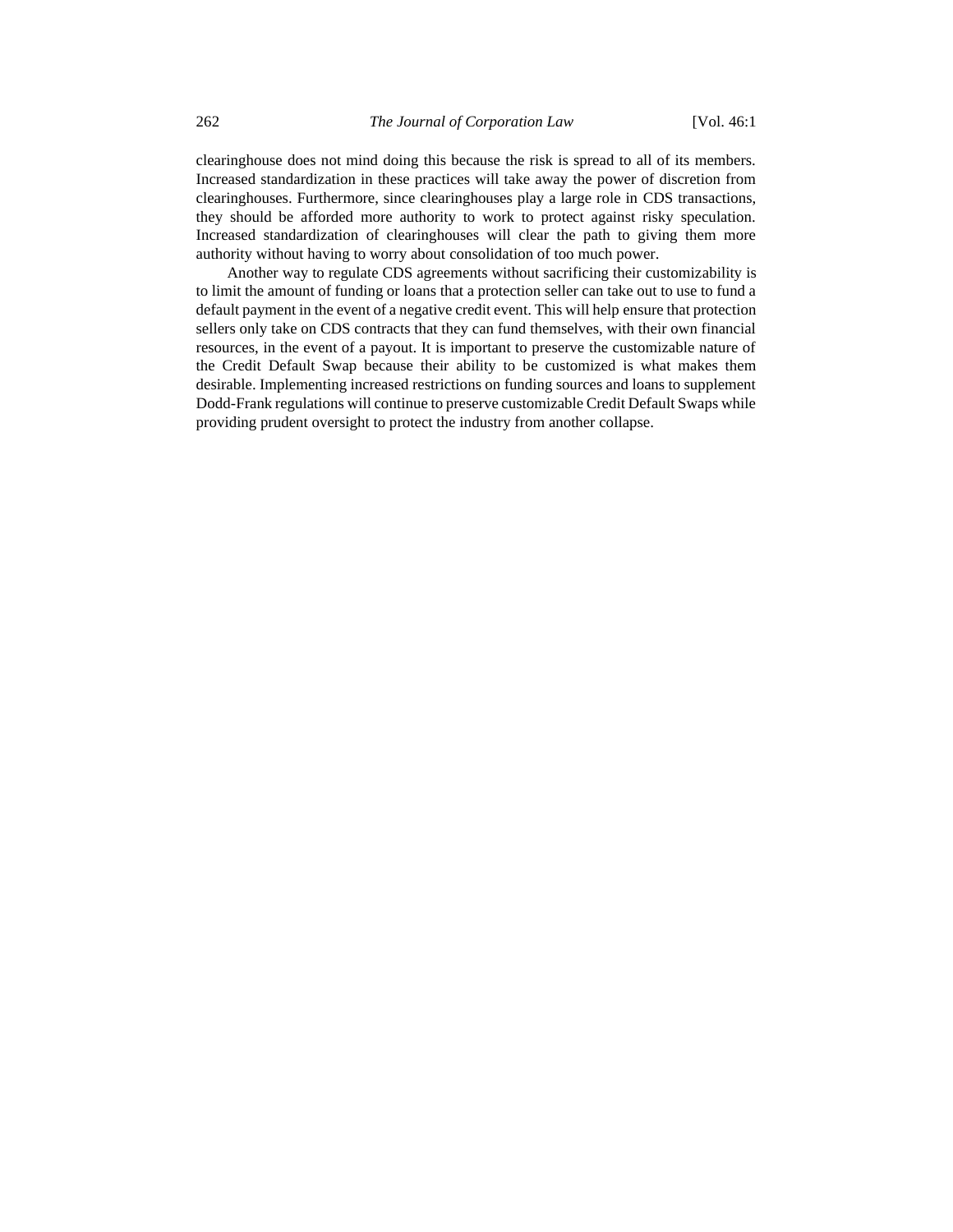clearinghouse does not mind doing this because the risk is spread to all of its members. Increased standardization in these practices will take away the power of discretion from clearinghouses. Furthermore, since clearinghouses play a large role in CDS transactions, they should be afforded more authority to work to protect against risky speculation. Increased standardization of clearinghouses will clear the path to giving them more authority without having to worry about consolidation of too much power.

Another way to regulate CDS agreements without sacrificing their customizability is to limit the amount of funding or loans that a protection seller can take out to use to fund a default payment in the event of a negative credit event. This will help ensure that protection sellers only take on CDS contracts that they can fund themselves, with their own financial resources, in the event of a payout. It is important to preserve the customizable nature of the Credit Default Swap because their ability to be customized is what makes them desirable. Implementing increased restrictions on funding sources and loans to supplement Dodd-Frank regulations will continue to preserve customizable Credit Default Swaps while providing prudent oversight to protect the industry from another collapse.